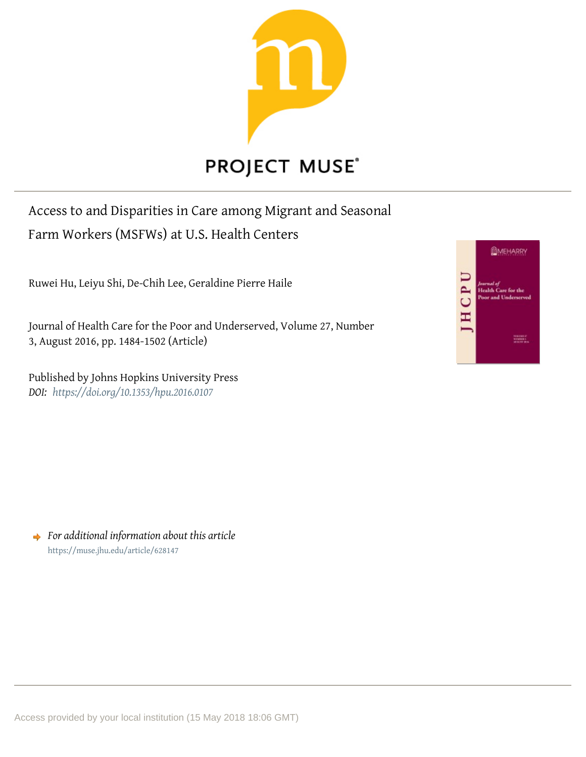PROJECT MUSE®

# Access to and Disparities in Care among Migrant and Seasonal Farm Workers (MSFWs) at U.S. Health Centers

Ruwei Hu, Leiyu Shi, De-Chih Lee, Geraldine Pierre Haile

Journal of Health Care for the Poor and Underserved, Volume 27, Number 3, August 2016, pp. 1484-1502 (Article)

Published by Johns Hopkins University Press

*DOI: https://doi.org/10.1353/hpu.2016.0107*

*For additional information about this article*

https://muse.jhu.edu/article/628147

Access provided by your local institution (15 May 2018 18:06 GMT)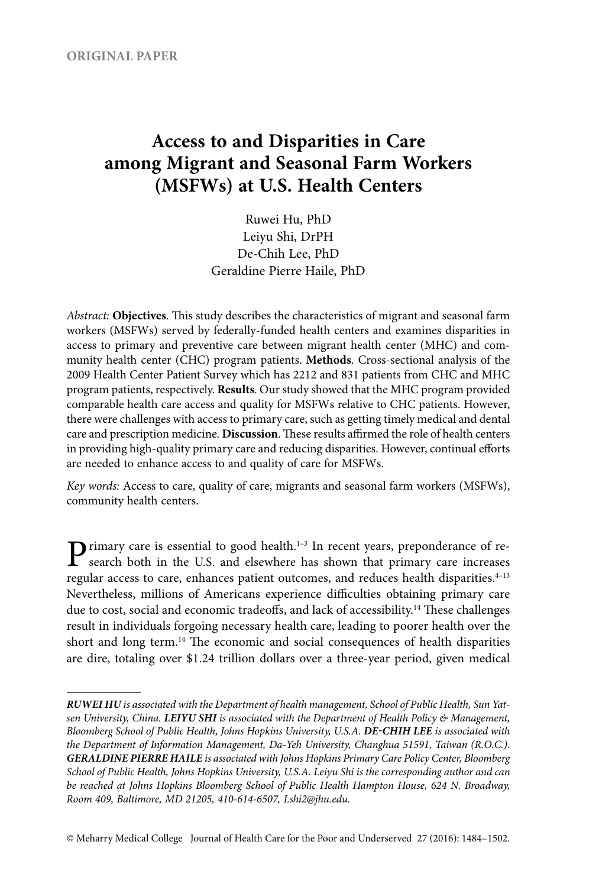ORIGINAL PAPER

# Access to and Disparities in Care among Migrant and Seasonal Farm Workers (MSFWs) at U.S. Health Centers

Ruwei Hu, PhD
Leiyu Shi, DrPH
De-Chih Lee, PhD
Geraldine Pierre Haile, PhD

*Abstract:* **Objectives**. This study describes the characteristics of migrant and seasonal farm workers (MSFWs) served by federally-funded health centers and examines disparities in access to primary and preventive care between migrant health center (MHC) and community health center (CHC) program patients. **Methods**. Cross-sectional analysis of the 2009 Health Center Patient Survey which has 2212 and 831 patients from CHC and MHC program patients, respectively. **Results**. Our study showed that the MHC program provided comparable health care access and quality for MSFWs relative to CHC patients. However, there were challenges with access to primary care, such as getting timely medical and dental care and prescription medicine. **Discussion**. These results affirmed the role of health centers in providing high-quality primary care and reducing disparities. However, continual efforts are needed to enhance access to and quality of care for MSFWs.

*Key words:* Access to care, quality of care, migrants and seasonal farm workers (MSFWs), community health centers.

Primary care is essential to good health.[1–3] In recent years, preponderance of research both in the U.S. and elsewhere has shown that primary care increases regular access to care, enhances patient outcomes, and reduces health disparities.[4–13] Nevertheless, millions of Americans experience difficulties obtaining primary care due to cost, social and economic tradeoffs, and lack of accessibility.[14] These challenges result in individuals forgoing necessary health care, leading to poorer health over the short and long term.[14] The economic and social consequences of health disparities are dire, totaling over $1.24 trillion dollars over a three-year period, given medical

---

***RUWEI HU** is associated with the Department of health management, School of Public Health, Sun Yat-sen University, China. **LEIYU SHI** is associated with the Department of Health Policy & Management, Bloomberg School of Public Health, Johns Hopkins University, U.S.A. **DE-CHIH LEE** is associated with the Department of Information Management, Da-Yeh University, Changhua 51591, Taiwan (R.O.C.). **GERALDINE PIERRE HAILE** is associated with Johns Hopkins Primary Care Policy Center, Bloomberg School of Public Health, Johns Hopkins University, U.S.A. Leiyu Shi is the corresponding author and can be reached at Johns Hopkins Bloomberg School of Public Health Hampton House, 624 N. Broadway, Room 409, Baltimore, MD 21205, 410-614-6507, Lshi2@jhu.edu.*

© Meharry Medical College Journal of Health Care for the Poor and Underserved 27 (2016): 1484–1502.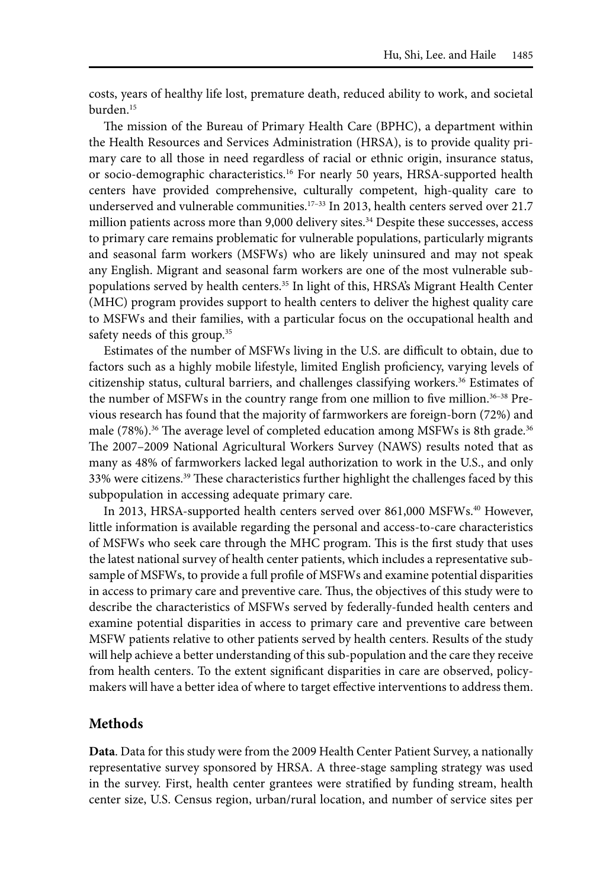costs, years of healthy life lost, premature death, reduced ability to work, and societal burden.[15]

The mission of the Bureau of Primary Health Care (BPHC), a department within the Health Resources and Services Administration (HRSA), is to provide quality primary care to all those in need regardless of racial or ethnic origin, insurance status, or socio-demographic characteristics.[16] For nearly 50 years, HRSA-supported health centers have provided comprehensive, culturally competent, high-quality care to underserved and vulnerable communities.[17–33] In 2013, health centers served over 21.7 million patients across more than 9,000 delivery sites.[34] Despite these successes, access to primary care remains problematic for vulnerable populations, particularly migrants and seasonal farm workers (MSFWs) who are likely uninsured and may not speak any English. Migrant and seasonal farm workers are one of the most vulnerable subpopulations served by health centers.[35] In light of this, HRSA's Migrant Health Center (MHC) program provides support to health centers to deliver the highest quality care to MSFWs and their families, with a particular focus on the occupational health and safety needs of this group.[35]

Estimates of the number of MSFWs living in the U.S. are difficult to obtain, due to factors such as a highly mobile lifestyle, limited English proficiency, varying levels of citizenship status, cultural barriers, and challenges classifying workers.[36] Estimates of the number of MSFWs in the country range from one million to five million.[36–38] Previous research has found that the majority of farmworkers are foreign-born (72%) and male (78%).[36] The average level of completed education among MSFWs is 8th grade.[36] The 2007–2009 National Agricultural Workers Survey (NAWS) results noted that as many as 48% of farmworkers lacked legal authorization to work in the U.S., and only 33% were citizens.[39] These characteristics further highlight the challenges faced by this subpopulation in accessing adequate primary care.

In 2013, HRSA-supported health centers served over 861,000 MSFWs.[40] However, little information is available regarding the personal and access-to-care characteristics of MSFWs who seek care through the MHC program. This is the first study that uses the latest national survey of health center patients, which includes a representative subsample of MSFWs, to provide a full profile of MSFWs and examine potential disparities in access to primary care and preventive care. Thus, the objectives of this study were to describe the characteristics of MSFWs served by federally-funded health centers and examine potential disparities in access to primary care and preventive care between MSFW patients relative to other patients served by health centers. Results of the study will help achieve a better understanding of this sub-population and the care they receive from health centers. To the extent significant disparities in care are observed, policymakers will have a better idea of where to target effective interventions to address them.

## Methods

**Data**. Data for this study were from the 2009 Health Center Patient Survey, a nationally representative survey sponsored by HRSA. A three-stage sampling strategy was used in the survey. First, health center grantees were stratified by funding stream, health center size, U.S. Census region, urban/rural location, and number of service sites per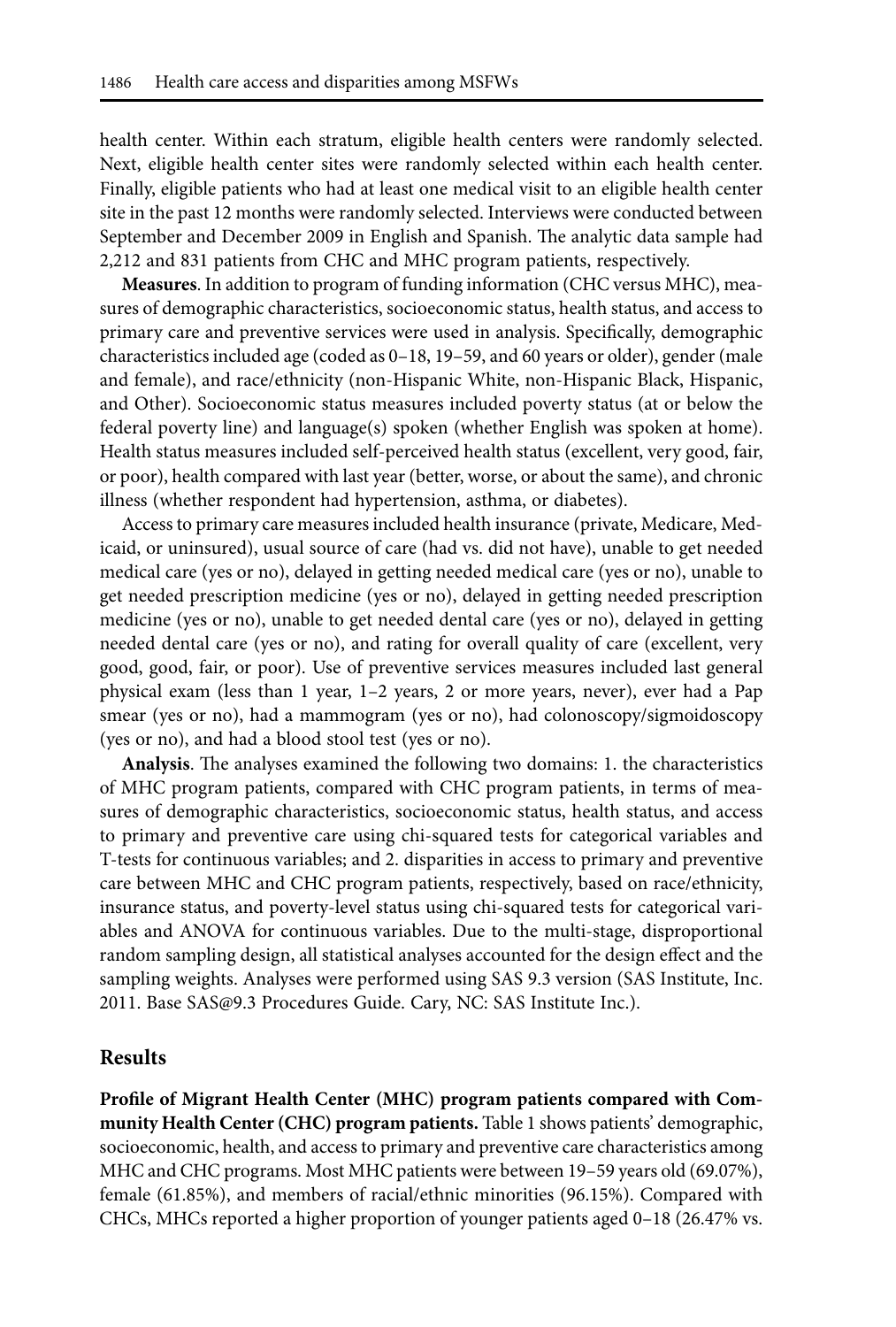health center. Within each stratum, eligible health centers were randomly selected. Next, eligible health center sites were randomly selected within each health center. Finally, eligible patients who had at least one medical visit to an eligible health center site in the past 12 months were randomly selected. Interviews were conducted between September and December 2009 in English and Spanish. The analytic data sample had 2,212 and 831 patients from CHC and MHC program patients, respectively.

**Measures**. In addition to program of funding information (CHC versus MHC), measures of demographic characteristics, socioeconomic status, health status, and access to primary care and preventive services were used in analysis. Specifically, demographic characteristics included age (coded as 0–18, 19–59, and 60 years or older), gender (male and female), and race/ethnicity (non-Hispanic White, non-Hispanic Black, Hispanic, and Other). Socioeconomic status measures included poverty status (at or below the federal poverty line) and language(s) spoken (whether English was spoken at home). Health status measures included self-perceived health status (excellent, very good, fair, or poor), health compared with last year (better, worse, or about the same), and chronic illness (whether respondent had hypertension, asthma, or diabetes).

Access to primary care measures included health insurance (private, Medicare, Medicaid, or uninsured), usual source of care (had vs. did not have), unable to get needed medical care (yes or no), delayed in getting needed medical care (yes or no), unable to get needed prescription medicine (yes or no), delayed in getting needed prescription medicine (yes or no), unable to get needed dental care (yes or no), delayed in getting needed dental care (yes or no), and rating for overall quality of care (excellent, very good, good, fair, or poor). Use of preventive services measures included last general physical exam (less than 1 year, 1–2 years, 2 or more years, never), ever had a Pap smear (yes or no), had a mammogram (yes or no), had colonoscopy/sigmoidoscopy (yes or no), and had a blood stool test (yes or no).

**Analysis**. The analyses examined the following two domains: 1. the characteristics of MHC program patients, compared with CHC program patients, in terms of measures of demographic characteristics, socioeconomic status, health status, and access to primary and preventive care using chi-squared tests for categorical variables and T-tests for continuous variables; and 2. disparities in access to primary and preventive care between MHC and CHC program patients, respectively, based on race/ethnicity, insurance status, and poverty-level status using chi-squared tests for categorical variables and ANOVA for continuous variables. Due to the multi-stage, disproportional random sampling design, all statistical analyses accounted for the design effect and the sampling weights. Analyses were performed using SAS 9.3 version (SAS Institute, Inc. 2011. Base SAS@9.3 Procedures Guide. Cary, NC: SAS Institute Inc.).

## Results

**Profile of Migrant Health Center (MHC) program patients compared with Community Health Center (CHC) program patients.** Table 1 shows patients' demographic, socioeconomic, health, and access to primary and preventive care characteristics among MHC and CHC programs. Most MHC patients were between 19–59 years old (69.07%), female (61.85%), and members of racial/ethnic minorities (96.15%). Compared with CHCs, MHCs reported a higher proportion of younger patients aged 0–18 (26.47% vs.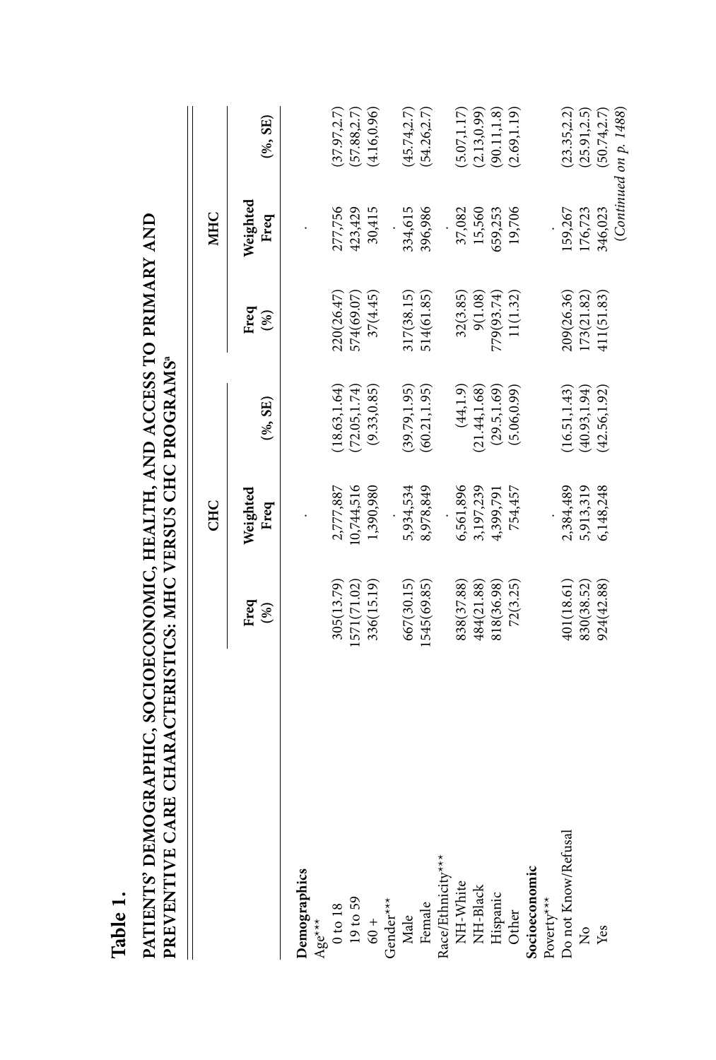**Table 1.**

**PATIENTS' DEMOGRAPHIC, SOCIOECONOMIC, HEALTH, AND ACCESS TO PRIMARY AND PREVENTIVE CARE CHARACTERISTICS: MHC VERSUS CHC PROGRAMS**[a]

| | CHC | | | MHC | | |
|---|---|---|---|---|---|---|
| | Freq (%) | Weighted Freq | (%, SE) | Freq (%) | Weighted Freq | (%, SE) |
| **Demographics** | | | | | | |
| Age*** | | . | | | . | |
| 0 to 18 | 305(13.79) | 2,777,887 | (18.63,1.64) | 220(26.47) | 277,756 | (37.97,2.7) |
| 19 to 59 | 1571(71.02) | 10,744,516 | (72.05,1.74) | 574(69.07) | 423,429 | (57.88,2.7) |
| 60 + | 336(15.19) | 1,390,980 | (9.33,0.85) | 37(4.45) | 30,415 | (4.16,0.96) |
| Gender*** | | . | | | . | |
| Male | 667(30.15) | 5,934,534 | (39.79,1.95) | 317(38.15) | 334,615 | (45.74,2.7) |
| Female | 1545(69.85) | 8,978,849 | (60.21,1.95) | 514(61.85) | 396,986 | (54.26,2.7) |
| Race/Ethnicity*** | | . | | | . | |
| NH-White | 838(37.88) | 6,561,896 | (44,1.9) | 32(3.85) | 37,082 | (5.07,1.17) |
| NH-Black | 484(21.88) | 3,197,239 | (21.44,1.68) | 9(1.08) | 15,560 | (2.13,0.99) |
| Hispanic | 818(36.98) | 4,399,791 | (29.5,1.69) | 779(93.74) | 659,253 | (90.11,1.8) |
| Other | 72(3.25) | 754,457 | (5.06,0.99) | 11(1.32) | 19,706 | (2.69,1.19) |
| **Socioeconomic** | | | | | | |
| Poverty*** | | . | | | . | |
| Do not Know/Refusal | 401(18.61) | 2,384,489 | (16.51,1.43) | 209(26.36) | 159,267 | (23.35,2.2) |
| No | 830(38.52) | 5,913,319 | (40.93,1.94) | 173(21.82) | 176,723 | (25.91,2.5) |
| Yes | 924(42.88) | 6,148,248 | (42.56,1.92) | 411(51.83) | 346,023 | (50.74,2.7) |

(*Continued on p. 1488*)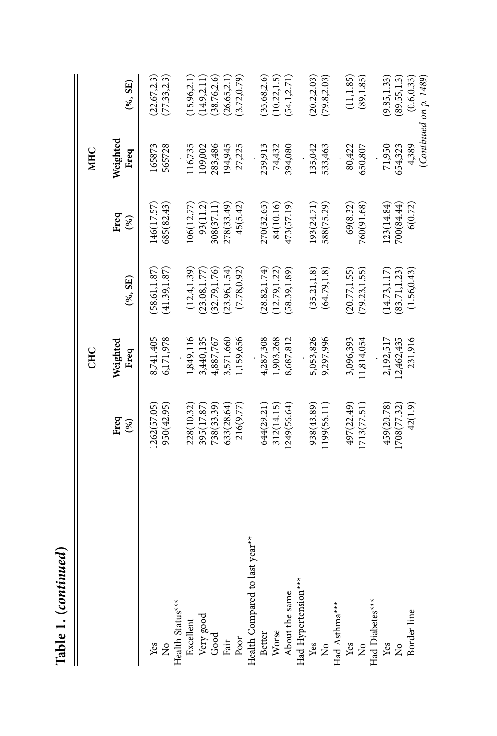## Table 1. (*continued*)

| | CHC | | | MHC | | |
|---|---|---|---|---|---|---|
| | Freq (%) | Weighted Freq | (%, SE) | Freq (%) | Weighted Freq | (%, SE) |
| Yes | 1262(57.05) | 8,741,405 | (58.61,1.87) | 146(17.57) | 165873 | (22.67,2.3) |
| No | 950(42.95) | 6,171,978 | (41.39,1.87) | 685(82.43) | 565728 | (77.33,2.3) |
| Health Status*** | | . | | | . | |
| Excellent | 228(10.32) | 1,849,116 | (12.4,1.39) | 106(12.77) | 116,735 | (15.96,2.1) |
| Very good | 395(17.87) | 3,440,135 | (23.08,1.77) | 93(11.2) | 109,002 | (14.9,2.11) |
| Good | 738(33.39) | 4,887,767 | (32.79,1.76) | 308(37.11) | 283,486 | (38.76,2.6) |
| Fair | 633(28.64) | 3,571,660 | (23.96,1.54) | 278(33.49) | 194,945 | (26.65,2.1) |
| Poor | 216(9.77) | 1,159,656 | (7.78,0.92) | 45(5.42) | 27,225 | (3.72,0.79) |
| Health Compared to last year** | | . | | | . | |
| Better | 644(29.21) | 4,287,308 | (28.82,1.74) | 270(32.65) | 259,913 | (35.68,2.6) |
| Worse | 312(14.15) | 1,903,268 | (12.79,1.22) | 84(10.16) | 74,432 | (10.22,1.5) |
| About the same | 1249(56.64) | 8,687,812 | (58.39,1.89) | 473(57.19) | 394,080 | (54.1,2.71) |
| Had Hypertension*** | | . | | | . | |
| Yes | 938(43.89) | 5,053,826 | (35.21,1.8) | 193(24.71) | 135,042 | (20.2,2.03) |
| No | 1199(56.11) | 9,297,996 | (64.79,1.8) | 588(75.29) | 533,463 | (79.8,2.03) |
| Had Asthma*** | | . | | | . | |
| Yes | 497(22.49) | 3,096,393 | (20.77,1.55) | 69(8.32) | 80,422 | (11,1.85) |
| No | 1713(77.51) | 11,814,054 | (79.23,1.55) | 760(91.68) | 650,807 | (89,1.85) |
| Had Diabetes*** | | . | | | . | |
| Yes | 459(20.78) | 2,192,517 | (14.73,1.17) | 123(14.84) | 71,950 | (9.85,1.33) |
| No | 1708(77.32) | 12,462,435 | (83.71,1.23) | 700(84.44) | 654,323 | (89.55,1.3) |
| Border line | 42(1.9) | 231,916 | (1.56,0.43) | 6(0.72) | 4,389 | (0.6,0.33) |

(*Continued on p. 1489*)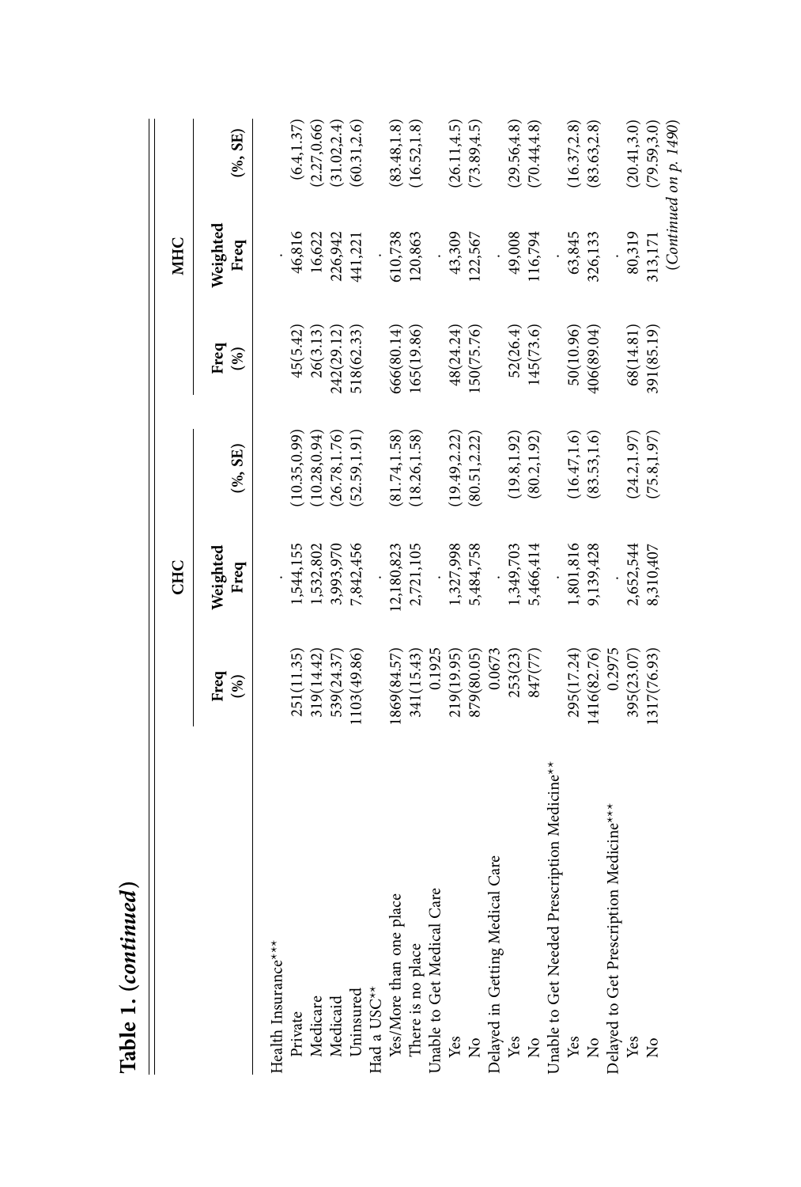**Table 1. (*continued*)**

| | CHC | | | MHC | | |
|---|---|---|---|---|---|---|
| | Freq (%) | Weighted Freq | (%, SE) | Freq (%) | Weighted Freq | (%, SE) |
| Health Insurance*** | | . | | | . | |
| Private | 251(11.35) | 1,544,155 | (10.35,0.99) | 45(5.42) | 46,816 | (6.4,1.37) |
| Medicare | 319(14.42) | 1,532,802 | (10.28,0.94) | 26(3.13) | 16,622 | (2.27,0.66) |
| Medicaid | 539(24.37) | 3,993,970 | (26.78,1.76) | 242(29.12) | 226,942 | (31.02,2.4) |
| Uninsured | 1103(49.86) | 7,842,456 | (52.59,1.91) | 518(62.33) | 441,221 | (60.31,2.6) |
| Had a USC** | | . | | | . | |
| Yes/More than one place | 1869(84.57) | 12,180,823 | (81.74,1.58) | 666(80.14) | 610,738 | (83.48,1.8) |
| There is no place | 341(15.43) | 2,721,105 | (18.26,1.58) | 165(19.86) | 120,863 | (16.52,1.8) |
| Unable to Get Medical Care | 0.1925 | . | | | . | |
| Yes | 219(19.95) | 1,327,998 | (19.49,2.22) | 48(24.24) | 43,309 | (26.11,4.5) |
| No | 879(80.05) | 5,484,758 | (80.51,2.22) | 150(75.76) | 122,567 | (73.89,4.5) |
| Delayed in Getting Medical Care | 0.0673 | . | | | . | |
| Yes | 253(23) | 1,349,703 | (19.8,1.92) | 52(26.4) | 49,008 | (29.56,4.8) |
| No | 847(77) | 5,466,414 | (80.2,1.92) | 145(73.6) | 116,794 | (70.44,4.8) |
| Unable to Get Needed Prescription Medicine** | | . | | | . | |
| Yes | 295(17.24) | 1,801,816 | (16.47,1.6) | 50(10.96) | 63,845 | (16.37,2.8) |
| No | 1416(82.76) | 9,139,428 | (83.53,1.6) | 406(89.04) | 326,133 | (83.63,2.8) |
| Delayed to Get Prescription Medicine*** | 0.2975 | . | | | . | |
| Yes | 395(23.07) | 2,652,544 | (24.2,1.97) | 68(14.81) | 80,319 | (20.41,3.0) |
| No | 1317(76.93) | 8,310,407 | (75.8,1.97) | 391(85.19) | 313,171 | (79.59,3.0) |

*(Continued on p. 1490)*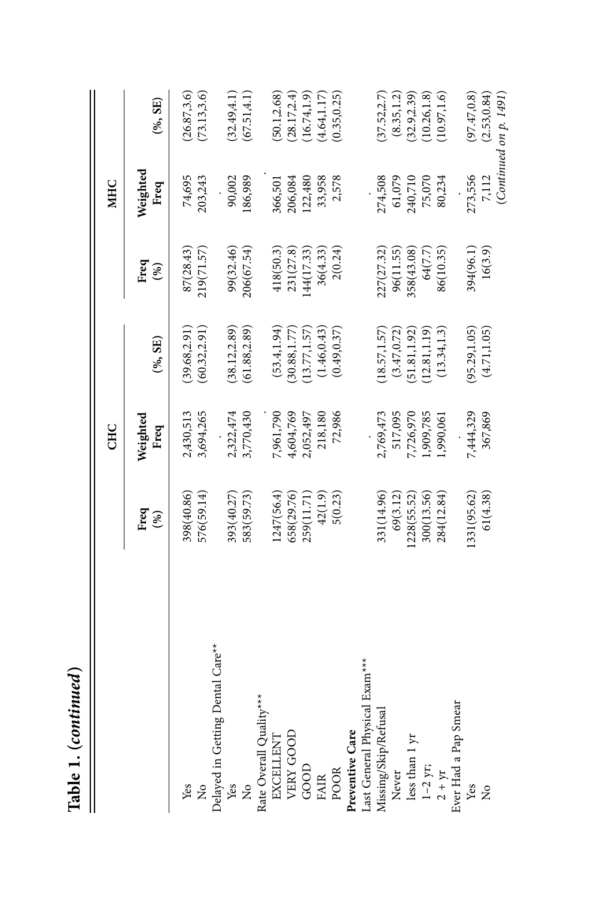**Table 1. (*continued*)**

| | CHC | | | MHC | | |
|---|---|---|---|---|---|---|
| | Freq (%) | Weighted Freq | (%, SE) | Freq (%) | Weighted Freq | (%, SE) |
| Yes | 398(40.86) | 2,430,513 | (39.68,2.91) | 87(28.43) | 74,695 | (26.87,3.6) |
| No | 576(59.14) | 3,694,265 | (60.32,2.91) | 219(71.57) | 203,243 | (73.13,3.6) |
| Delayed in Getting Dental Care** | | . | | | . | |
| Yes | 393(40.27) | 2,322,474 | (38.12,2.89) | 99(32.46) | 90,002 | (32.49,4.1) |
| No | 583(59.73) | 3,770,430 | (61.88,2.89) | 206(67.54) | 186,989 | (67.51,4.1) |
| Rate Overall Quality*** | | . | | | . | |
| EXCELLENT | 1247(56.4) | 7,961,790 | (53.4,1.94) | 418(50.3) | 366,501 | (50.1,2.68) |
| VERY GOOD | 658(29.76) | 4,604,769 | (30.88,1.77) | 231(27.8) | 206,084 | (28.17,2.4) |
| GOOD | 259(11.71) | 2,052,497 | (13.77,1.57) | 144(17.33) | 122,480 | (16.74,1.9) |
| FAIR | 42(1.9) | 218,180 | (1.46,0.43) | 36(4.33) | 33,958 | (4.64,1.17) |
| POOR | 5(0.23) | 72,986 | (0.49,0.37) | 2(0.24) | 2,578 | (0.35,0.25) |
| **Preventive Care** | | | | | | |
| Last General Physical Exam*** | | . | | | . | |
| Missing/Skip/Refusal | 331(14.96) | 2,769,473 | (18.57,1.57) | 227(27.32) | 274,508 | (37.52,2.7) |
| Never | 69(3.12) | 517,095 | (3.47,0.72) | 96(11.55) | 61,079 | (8.35,1.2) |
| less than 1 yr | 1228(55.52) | 7,726,970 | (51.81,1.92) | 358(43.08) | 240,710 | (32.9,2.39) |
| 1–2 yr; | 300(13.56) | 1,909,785 | (12.81,1.19) | 64(7.7) | 75,070 | (10.26,1.8) |
| 2 + yr | 284(12.84) | 1,990,061 | (13.34,1.3) | 86(10.35) | 80,234 | (10.97,1.6) |
| Ever Had a Pap Smear | | . | | | . | |
| Yes | 1331(95.62) | 7,444,329 | (95.29,1.05) | 394(96.1) | 273,556 | (97.47,0.8) |
| No | 61(4.38) | 367,869 | (4.71,1.05) | 16(3.9) | 7,112 | (2.53,0.84) |

*(Continued on p. 1491)*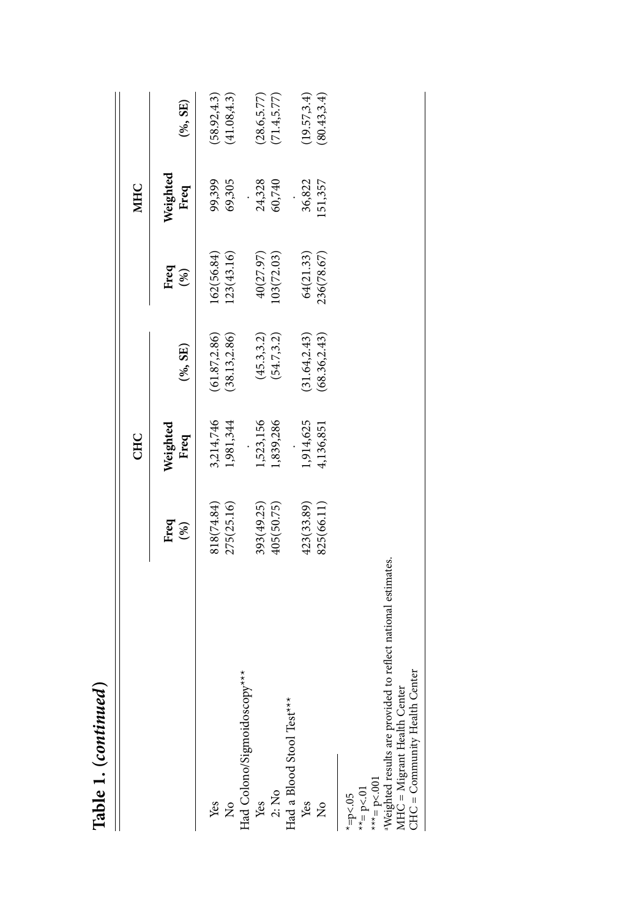**Table 1. (*continued*)**

| | CHC | | | MHC | | |
|---|---|---|---|---|---|---|
| | Freq (%) | Weighted Freq | (%, SE) | Freq (%) | Weighted Freq | (%, SE) |
| Yes | 818(74.84) | 3,214,746 | (61.87,2.86) | 162(56.84) | 99,399 | (58.92,4.3) |
| No | 275(25.16) | 1,981,344 | (38.13,2.86) | 123(43.16) | 69,305 | (41.08,4.3) |
| Had Colono/Sigmoidoscopy*** | | . | | | . | |
| Yes | 393(49.25) | 1,523,156 | (45.3,3.2) | 40(27.97) | 24,328 | (28.6,5.77) |
| 2: No | 405(50.75) | 1,839,286 | (54.7,3.2) | 103(72.03) | 60,740 | (71.4,5.77) |
| Had a Blood Stool Test*** | | . | | | . | |
| Yes | 423(33.89) | 1,914,625 | (31.64,2.43) | 64(21.33) | 36,822 | (19.57,3.4) |
| No | 825(66.11) | 4,136,851 | (68.36,2.43) | 236(78.67) | 151,357 | (80.43,3.4) |

*=p<.05
**= p<.01
***= p<.001
[a]Weighted results are provided to reflect national estimates.
MHC = Migrant Health Center
CHC = Community Health Center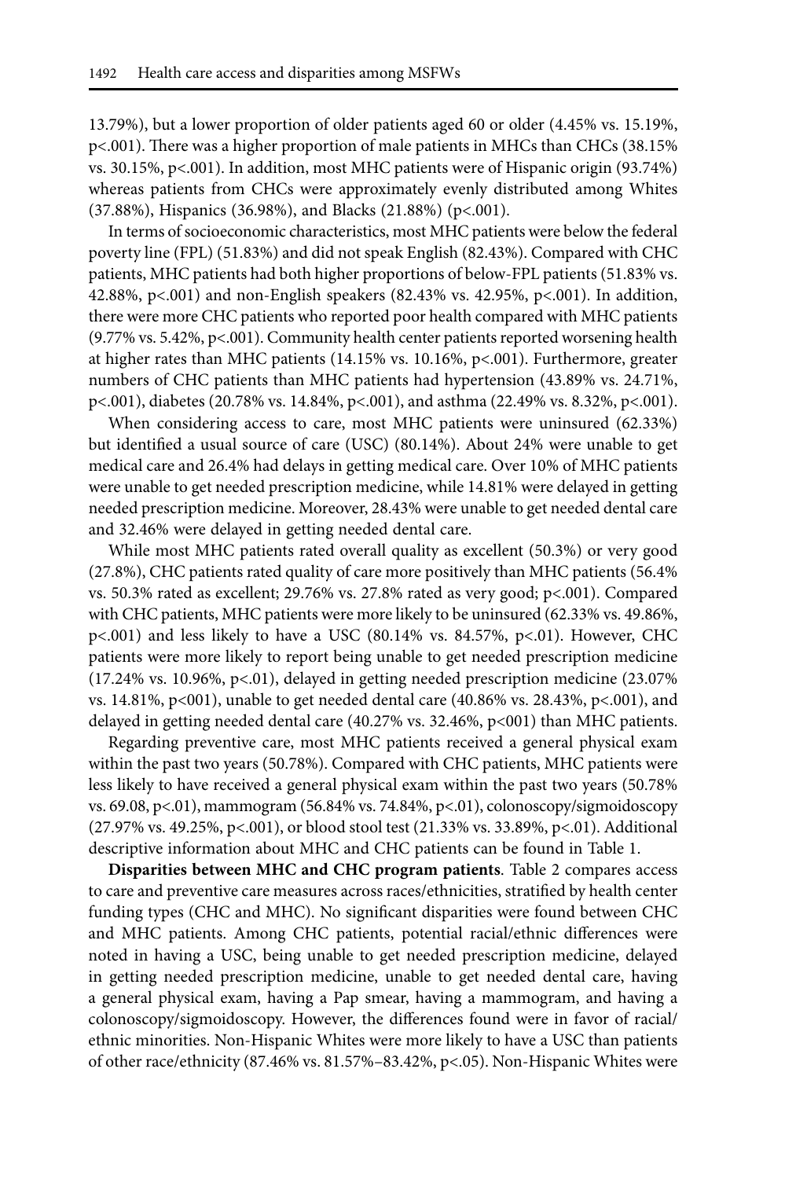13.79%), but a lower proportion of older patients aged 60 or older (4.45% vs. 15.19%, p<.001). There was a higher proportion of male patients in MHCs than CHCs (38.15% vs. 30.15%, p<.001). In addition, most MHC patients were of Hispanic origin (93.74%) whereas patients from CHCs were approximately evenly distributed among Whites (37.88%), Hispanics (36.98%), and Blacks (21.88%) (p<.001).

In terms of socioeconomic characteristics, most MHC patients were below the federal poverty line (FPL) (51.83%) and did not speak English (82.43%). Compared with CHC patients, MHC patients had both higher proportions of below-FPL patients (51.83% vs. 42.88%, p<.001) and non-English speakers (82.43% vs. 42.95%, p<.001). In addition, there were more CHC patients who reported poor health compared with MHC patients (9.77% vs. 5.42%, p<.001). Community health center patients reported worsening health at higher rates than MHC patients (14.15% vs. 10.16%, p<.001). Furthermore, greater numbers of CHC patients than MHC patients had hypertension (43.89% vs. 24.71%, p<.001), diabetes (20.78% vs. 14.84%, p<.001), and asthma (22.49% vs. 8.32%, p<.001).

When considering access to care, most MHC patients were uninsured (62.33%) but identified a usual source of care (USC) (80.14%). About 24% were unable to get medical care and 26.4% had delays in getting medical care. Over 10% of MHC patients were unable to get needed prescription medicine, while 14.81% were delayed in getting needed prescription medicine. Moreover, 28.43% were unable to get needed dental care and 32.46% were delayed in getting needed dental care.

While most MHC patients rated overall quality as excellent (50.3%) or very good (27.8%), CHC patients rated quality of care more positively than MHC patients (56.4% vs. 50.3% rated as excellent; 29.76% vs. 27.8% rated as very good; p<.001). Compared with CHC patients, MHC patients were more likely to be uninsured (62.33% vs. 49.86%, p<.001) and less likely to have a USC (80.14% vs. 84.57%, p<.01). However, CHC patients were more likely to report being unable to get needed prescription medicine (17.24% vs. 10.96%, p<.01), delayed in getting needed prescription medicine (23.07% vs. 14.81%, p<001), unable to get needed dental care (40.86% vs. 28.43%, p<.001), and delayed in getting needed dental care (40.27% vs. 32.46%, p<001) than MHC patients.

Regarding preventive care, most MHC patients received a general physical exam within the past two years (50.78%). Compared with CHC patients, MHC patients were less likely to have received a general physical exam within the past two years (50.78% vs. 69.08, p<.01), mammogram (56.84% vs. 74.84%, p<.01), colonoscopy/sigmoidoscopy (27.97% vs. 49.25%, p<.001), or blood stool test (21.33% vs. 33.89%, p<.01). Additional descriptive information about MHC and CHC patients can be found in Table 1.

**Disparities between MHC and CHC program patients**. Table 2 compares access to care and preventive care measures across races/ethnicities, stratified by health center funding types (CHC and MHC). No significant disparities were found between CHC and MHC patients. Among CHC patients, potential racial/ethnic differences were noted in having a USC, being unable to get needed prescription medicine, delayed in getting needed prescription medicine, unable to get needed dental care, having a general physical exam, having a Pap smear, having a mammogram, and having a colonoscopy/sigmoidoscopy. However, the differences found were in favor of racial/ethnic minorities. Non-Hispanic Whites were more likely to have a USC than patients of other race/ethnicity (87.46% vs. 81.57%–83.42%, p<.05). Non-Hispanic Whites were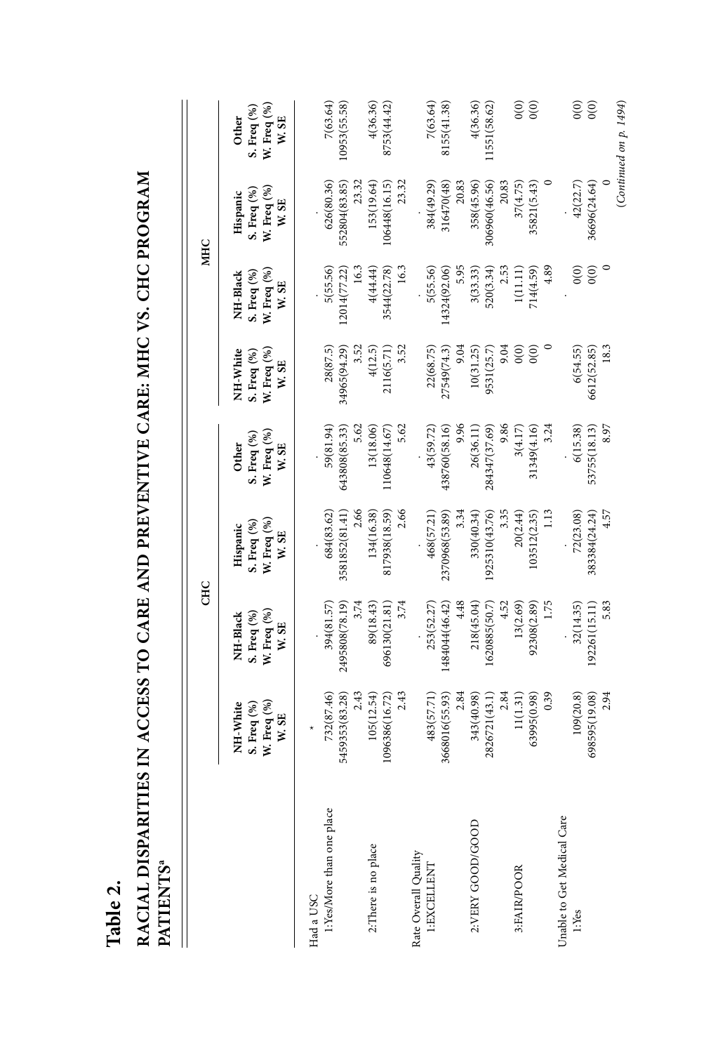# Table 2.

## RACIAL DISPARITIES IN ACCESS TO CARE AND PREVENTIVE CARE: MHC VS. CHC PROGRAM PATIENTS[a]

| | CHC | | | | MHC | | | |
|---|---|---|---|---|---|---|---|---|
| | NH-White S. Freq (%) W. Freq (%) W. SE | NH-Black S. Freq (%) W. Freq (%) W. SE | Hispanic S. Freq (%) W. Freq (%) W. SE | Other S. Freq (%) W. Freq (%) W. SE | NH-White S. Freq (%) W. Freq (%) W. SE | NH-Black S. Freq (%) W. Freq (%) W. SE | Hispanic S. Freq (%) W. Freq (%) W. SE | Other S. Freq (%) W. Freq (%) W. SE |
| Had a USC | * | . | . | . | . | . | . | . |
| 1:Yes/More than one place | 732(87.46) | 394(81.57) | 684(83.62) | 59(81.94) | 28(87.5) | 5(55.56) | 626(80.36) | 7(63.64) |
| | 5459353(83.28) | 2495808(78.19) | 3581852(81.41) | 643808(85.33) | 34965(94.29) | 12014(77.22) | 552804(83.85) | 10953(55.58) |
| | 2.43 | 3.74 | 2.66 | 5.62 | 3.52 | 16.3 | 23.32 | |
| 2:There is no place | 105(12.54) | 89(18.43) | 134(16.38) | 13(18.06) | 4(12.5) | 4(44.44) | 153(19.64) | 4(36.36) |
| | 1096386(16.72) | 696130(21.81) | 817938(18.59) | 110648(14.67) | 2116(5.71) | 3544(22.78) | 106448(16.15) | 8753(44.42) |
| | 2.43 | 3.74 | 2.66 | 5.62 | 3.52 | 16.3 | 23.32 | |
| Rate Overall Quality | . | . | . | . | . | . | . | . |
| 1:EXCELLENT | 483(57.71) | 253(52.27) | 468(57.21) | 43(59.72) | 22(68.75) | 5(55.56) | 384(49.29) | 7(63.64) |
| | 3668016(55.93) | 1484044(46.42) | 2370968(53.89) | 438760(58.16) | 27549(74.3) | 14324(92.06) | 316470(48) | 8155(41.38) |
| | 2.84 | 4.48 | 3.34 | 9.96 | 9.04 | 5.95 | 20.83 | |
| 2:VERY GOOD/GOOD | 343(40.98) | 218(45.04) | 330(40.34) | 26(36.11) | 10(31.25) | 3(33.33) | 358(45.96) | 4(36.36) |
| | 2826721(43.1) | 1620885(50.7) | 1925310(43.76) | 284347(37.69) | 9531(25.7) | 520(3.34) | 306960(46.56) | 11551(58.62) |
| | 2.84 | 4.52 | 3.35 | 9.86 | 9.04 | 2.53 | 20.83 | |
| 3:FAIR/POOR | 11(1.31) | 13(2.69) | 20(2.44) | 3(4.17) | 0(0) | 1(11.11) | 37(4.75) | 0(0) |
| | 63995(0.98) | 92308(2.89) | 103512(2.35) | 31349(4.16) | 0(0) | 714(4.59) | 35821(5.43) | 0(0) |
| | 0.39 | 1.75 | 1.13 | 3.24 | 0 | 4.89 | 0 | |
| Unable to Get Medical Care | . | . | . | . | . | . | . | |
| 1:Yes | 109(20.8) | 32(14.35) | 72(23.08) | 6(15.38) | 6(54.55) | 0(0) | 42(22.7) | 0(0) |
| | 698595(19.08) | 192261(15.11) | 383384(24.24) | 53755(18.13) | 6612(52.85) | 0(0) | 36696(24.64) | 0(0) |
| | 2.94 | 5.83 | 4.57 | 8.97 | 18.3 | 0 | 0 | |

(*Continued on p. 1494*)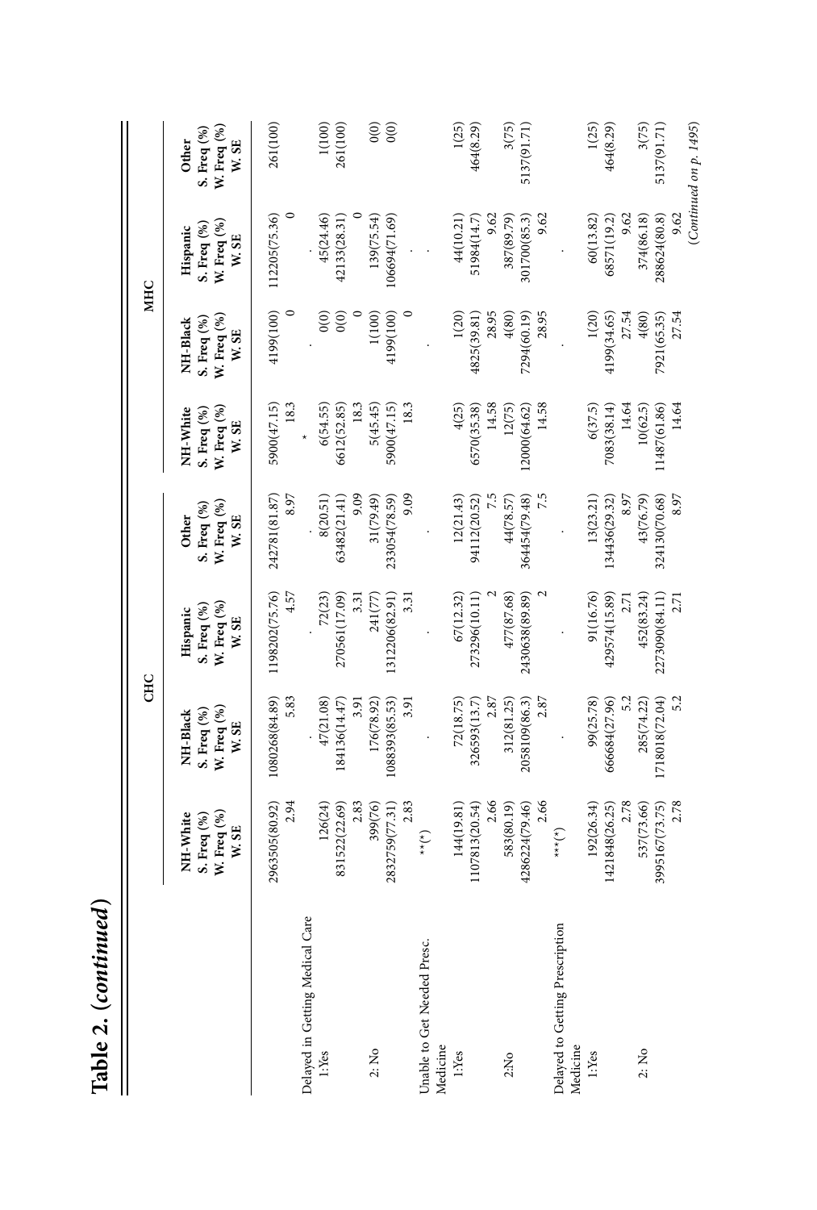# Table 2. (*continued*)

| | CHC | | | | MHC | | | |
|---|---|---|---|---|---|---|---|---|
| | NH-White S. Freq (%) W. Freq (%) W. SE | NH-Black S. Freq (%) W. Freq (%) W. SE | Hispanic S. Freq (%) W. Freq (%) W. SE | Other S. Freq (%) W. Freq (%) W. SE | NH-White S. Freq (%) W. Freq (%) W. SE | NH-Black S. Freq (%) W. Freq (%) W. SE | Hispanic S. Freq (%) W. Freq (%) W. SE | Other S. Freq (%) W. Freq (%) W. SE |
| | 2963505(80.92) | 1080268(84.89) | 1198202(75.76) | 242781(81.87) | 5900(47.15) | 4199(100) | 112205(75.36) | 261(100) |
| | 2.94 | 5.83 | 4.57 | 8.97 | 18.3 | 0 | 0 | |
| Delayed in Getting Medical Care | . | . | . | . | * | . | . | |
| 1:Yes | 126(24) | 47(21.08) | 72(23) | 8(20.51) | 6(54.55) | 0(0) | 45(24.46) | 1(100) |
| | 831522(22.69) | 184136(14.47) | 270561(17.09) | 63482(21.41) | 6612(52.85) | 0(0) | 42133(28.31) | 261(100) |
| | 2.83 | 3.91 | 3.31 | 9.09 | 18.3 | 0 | 0 | |
| 2: No | 399(76) | 176(78.92) | 241(77) | 31(79.49) | 5(45.45) | 1(100) | 139(75.54) | 0(0) |
| | 2832759(77.31) | 1088393(85.53) | 1312206(82.91) | 233054(78.59) | 5900(47.15) | 4199(100) | 106694(71.69) | 0(0) |
| | 2.83 | 3.91 | 3.31 | 9.09 | 18.3 | 0 | . | |
| Unable to Get Needed Presc. Medicine | \*\*(\*) | . | . | . | | . | . | |
| 1:Yes | 144(19.81) | 72(18.75) | 67(12.32) | 12(21.43) | 4(25) | 1(20) | 44(10.21) | 1(25) |
| | 1107813(20.54) | 326593(13.7) | 273296(10.11) | 94112(20.52) | 6570(35.38) | 4825(39.81) | 51984(14.7) | 464(8.29) |
| | 2.66 | 2.87 | 2 | 7.5 | 14.58 | 28.95 | 9.62 | |
| 2:No | 583(80.19) | 312(81.25) | 477(87.68) | 44(78.57) | 12(75) | 4(80) | 387(89.79) | 3(75) |
| | 4286224(79.46) | 2058109(86.3) | 2430638(89.89) | 364454(79.48) | 12000(64.62) | 7294(60.19) | 301700(85.3) | 5137(91.71) |
| | 2.66 | 2.87 | 2 | 7.5 | 14.58 | 28.95 | 9.62 | |
| Delayed to Getting Prescription Medicine | \*\*\*(\*) | . | . | . | | . | . | |
| 1:Yes | 192(26.34) | 99(25.78) | 91(16.76) | 13(23.21) | 6(37.5) | 1(20) | 60(13.82) | 1(25) |
| | 1421848(26.25) | 666684(27.96) | 429574(15.89) | 134436(29.32) | 7083(38.14) | 4199(34.65) | 68571(19.2) | 464(8.29) |
| | 2.78 | 5.2 | 2.71 | 8.97 | 14.64 | 27.54 | 9.62 | |
| 2: No | 537(73.66) | 285(74.22) | 452(83.24) | 43(76.79) | 10(62.5) | 4(80) | 374(86.18) | 3(75) |
| | 3995167(73.75) | 1718018(72.04) | 2273090(84.11) | 324130(70.68) | 11487(61.86) | 7921(65.35) | 288624(80.8) | 5137(91.71) |
| | 2.78 | 5.2 | 2.71 | 8.97 | 14.64 | 27.54 | 9.62 | |

(*Continued on p. 1495*)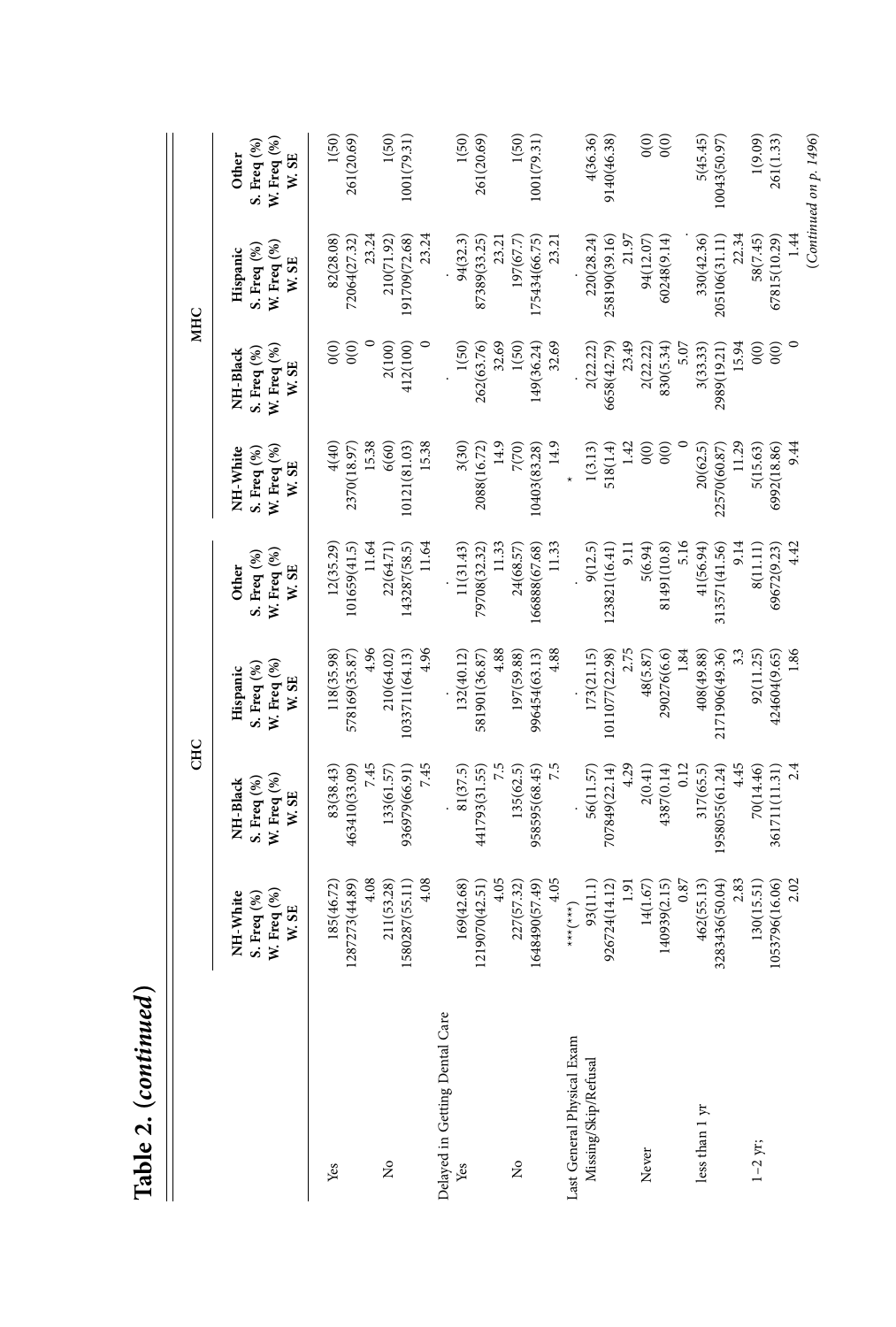# Table 2. (*continued*)

| | CHC | | | | MHC | | | |
|---|---|---|---|---|---|---|---|---|
| | NH-White S. Freq (%) W. Freq (%) W. SE | NH-Black S. Freq (%) W. Freq (%) W. SE | Hispanic S. Freq (%) W. Freq (%) W. SE | Other S. Freq (%) W. Freq (%) W. SE | NH-White S. Freq (%) W. Freq (%) W. SE | NH-Black S. Freq (%) W. Freq (%) W. SE | Hispanic S. Freq (%) W. Freq (%) W. SE | Other S. Freq (%) W. Freq (%) W. SE |
| Yes | 185(46.72) 1287273(44.89) 4.08 | 83(38.43) 463410(33.09) 7.45 | 118(35.98) 578169(35.87) 4.96 | 12(35.29) 101659(41.5) 11.64 | 4(40) 2370(18.97) 15.38 | 0(0) 0(0) 0 | 82(28.08) 72064(27.32) 23.24 | 1(50) 261(20.69) |
| No | 211(53.28) 1580287(55.11) 4.08 | 133(61.57) 936979(66.91) 7.45 | 210(64.02) 1033711(64.13) 4.96 | 22(64.71) 143287(58.5) 11.64 | 6(60) 10121(81.03) 15.38 | 2(100) 412(100) 0 | 210(71.92) 191709(72.68) 23.24 | 1(50) 1001(79.31) |
| Delayed in Getting Dental Care | . | . | . | . | | . | . | |
| Yes | 169(42.68) 1219070(42.51) 4.05 | 81(37.5) 441793(31.55) 7.5 | 132(40.12) 581901(36.87) 4.88 | 11(31.43) 79708(32.32) 11.33 | 3(30) 2088(16.72) 14.9 | 1(50) 262(63.76) 32.69 | 94(32.3) 87389(33.25) 23.21 | 1(50) 261(20.69) |
| No | 227(57.32) 1648490(57.49) 4.05 | 135(62.5) 958595(68.45) 7.5 | 197(59.88) 996454(63.13) 4.88 | 24(68.57) 166888(67.68) 11.33 | 7(70) 10403(83.28) 14.9 | 1(50) 149(36.24) 32.69 | 197(67.7) 175434(66.75) 23.21 | 1(50) 1001(79.31) |
| Last General Physical Exam | \*\*\*(\*\*\*) | . | . | . | \* | . | . | |
| Missing/Skip/Refusal | 93(11.1) 926724(14.12) 1.91 | 56(11.57) 707849(22.14) 4.29 | 173(21.15) 1011077(22.98) 2.75 | 9(12.5) 123821(16.41) 9.11 | 1(3.13) 518(1.4) 1.42 | 2(22.22) 6658(42.79) 23.49 | 220(28.24) 258190(39.16) 21.97 | 4(36.36) 9140(46.38) |
| Never | 14(1.67) 140939(2.15) 0.87 | 2(0.41) 4387(0.14) 0.12 | 48(5.87) 290276(6.6) 1.84 | 5(6.94) 81491(10.8) 5.16 | 0(0) 0(0) 0 | 2(22.22) 830(5.34) 5.07 | 94(12.07) 60248(9.14) . | 0(0) 0(0) |
| less than 1 yr | 462(55.13) 3283436(50.04) 2.83 | 317(65.5) 1958055(61.24) 4.45 | 408(49.88) 2171906(49.36) 3.3 | 41(56.94) 313571(41.56) 9.14 | 20(62.5) 22570(60.87) 11.29 | 3(33.33) 2989(19.21) 15.94 | 330(42.36) 205106(31.11) 22.34 | 5(45.45) 10043(50.97) |
| 1–2 yr; | 130(15.51) 1053796(16.06) 2.02 | 70(14.46) 361711(11.31) 2.4 | 92(11.25) 424604(9.65) 1.86 | 8(11.11) 69672(9.23) 4.42 | 5(15.63) 6992(18.86) 9.44 | 0(0) 0(0) 0 | 58(7.45) 67815(10.29) 1.44 | 1(9.09) 261(1.33) |

(*Continued on p. 1496*)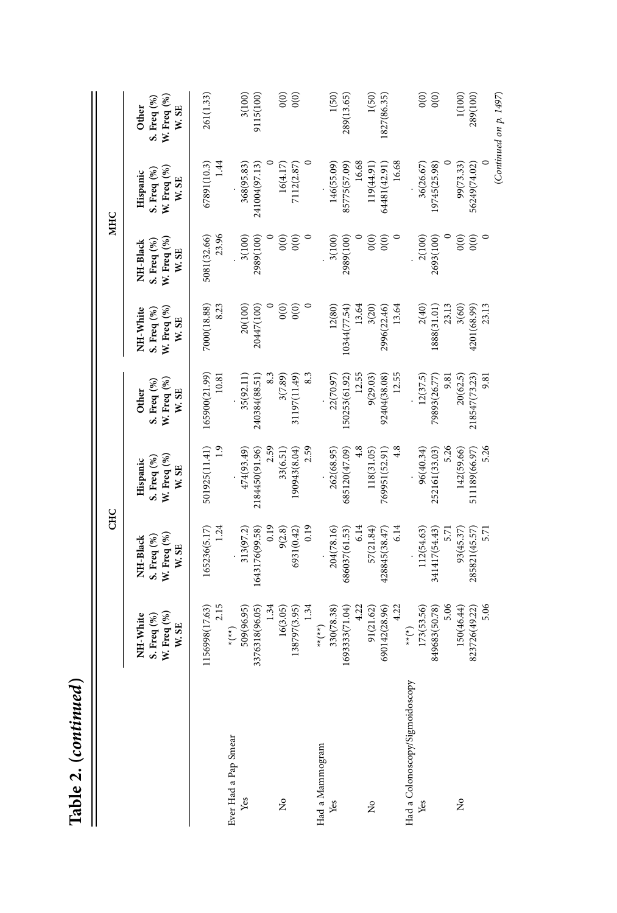# Table 2. (*continued*)

| | CHC | | | | MHC | | | |
|---|---|---|---|---|---|---|---|---|
| | NH-White S. Freq (%) W. Freq (%) W. SE | NH-Black S. Freq (%) W. Freq (%) W. SE | Hispanic S. Freq (%) W. Freq (%) W. SE | Other S. Freq (%) W. Freq (%) W. SE | NH-White S. Freq (%) W. Freq (%) W. SE | NH-Black S. Freq (%) W. Freq (%) W. SE | Hispanic S. Freq (%) W. Freq (%) W. SE | Other S. Freq (%) W. Freq (%) W. SE |
| | 1156998(17.63) | 165236(5.17) | 501925(11.41) | 165900(21.99) | 7000(18.88) | 5081(32.66) | 67891(10.3) | 261(1.33) |
| | 2.15 | 1.24 | 1.9 | 10.81 | 8.23 | 23.96 | 1.44 | |
| Ever Had a Pap Smear | *(**) | . | . | . | . | . | . | |
| Yes | 509(96.95) | 313(97.2) | 474(93.49) | 35(92.11) | 20(100) | 3(100) | 368(95.83) | 3(100) |
| | 3376318(96.05) | 1643176(99.58) | 2184450(91.96) | 240384(88.51) | 20447(100) | 2989(100) | 241004(97.13) | 9115(100) |
| | 1.34 | 0.19 | 2.59 | 8.3 | 0 | 0 | 0 | |
| No | 16(3.05) | 9(2.8) | 33(6.51) | 3(7.89) | 0(0) | 0(0) | 16(4.17) | 0(0) |
| | 138797(3.95) | 6931(0.42) | 190943(8.04) | 31197(11.49) | 0(0) | 0(0) | 7112(2.87) | 0(0) |
| | 1.34 | 0.19 | 2.59 | 8.3 | 0 | 0 | 0 | |
| Had a Mammogram | **(**) | . | . | . | . | . | . | |
| Yes | 330(78.38) | 204(78.16) | 262(68.95) | 22(70.97) | 12(80) | 3(100) | 146(55.09) | 1(50) |
| | 1693333(71.04) | 686037(61.53) | 685120(47.09) | 150253(61.92) | 10344(77.54) | 2989(100) | 85775(57.09) | 289(13.65) |
| | 4.22 | 6.14 | 4.8 | 12.55 | 13.64 | 0 | 16.68 | |
| No | 91(21.62) | 57(21.84) | 118(31.05) | 9(29.03) | 3(20) | 0(0) | 119(44.91) | 1(50) |
| | 690142(28.96) | 428845(38.47) | 769951(52.91) | 92404(38.08) | 2996(22.46) | 0(0) | 64481(42.91) | 1827(86.35) |
| | 4.22 | 6.14 | 4.8 | 12.55 | 13.64 | 0 | 16.68 | |
| Had a Colonoscopy/Sigmoidoscopy | **(*) | . | . | . | . | . | . | |
| Yes | 173(53.56) | 112(54.63) | 96(40.34) | 12(37.5) | 2(40) | 2(100) | 36(26.67) | 0(0) |
| | 849683(50.78) | 341417(54.43) | 252161(33.03) | 79893(26.77) | 1888(31.01) | 2693(100) | 19745(25.98) | 0(0) |
| | 5.06 | 5.71 | 5.26 | 9.81 | 23.13 | 0 | 0 | |
| No | 150(46.44) | 93(45.37) | 142(59.66) | 20(62.5) | 3(60) | 0(0) | 99(73.33) | 1(100) |
| | 823726(49.22) | 285821(45.57) | 511189(66.97) | 218547(73.23) | 4201(68.99) | 0(0) | 56249(74.02) | 289(100) |
| | 5.06 | 5.71 | 5.26 | 9.81 | 23.13 | 0 | 0 | |

(*Continued on p. 1497*)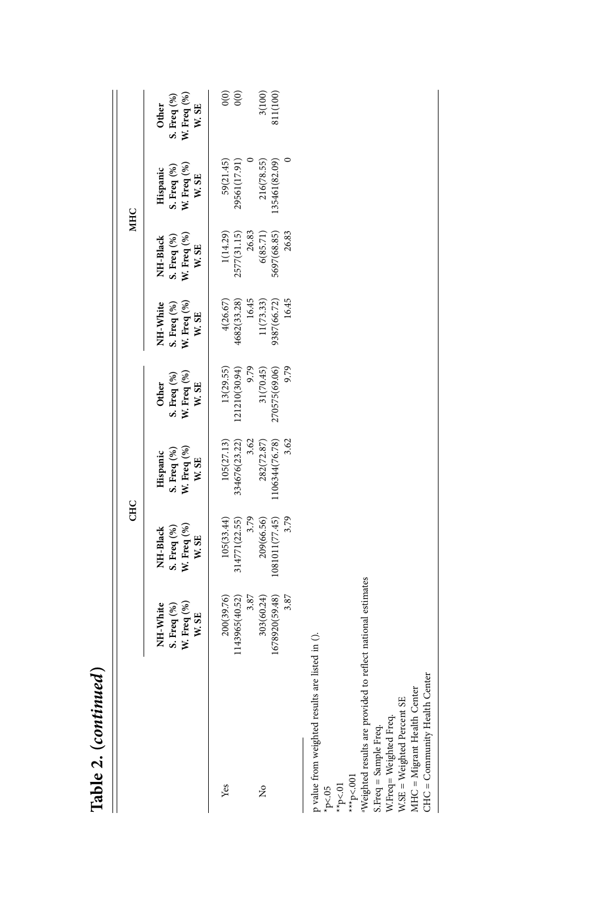# Table 2. (*continued*)

| | CHC | | | | MHC | | | |
|---|---|---|---|---|---|---|---|---|
| | NH-White S. Freq (%) W. Freq (%) W. SE | NH-Black S. Freq (%) W. Freq (%) W. SE | Hispanic S. Freq (%) W. Freq (%) W. SE | Other S. Freq (%) W. Freq (%) W. SE | NH-White S. Freq (%) W. Freq (%) W. SE | NH-Black S. Freq (%) W. Freq (%) W. SE | Hispanic S. Freq (%) W. Freq (%) W. SE | Other S. Freq (%) W. Freq (%) W. SE |
| Yes | 200(39.76) | 105(33.44) | 105(27.13) | 13(29.55) | 4(26.67) | 1(14.29) | 59(21.45) | 0(0) |
| | 1143965(40.52) | 314771(22.55) | 334676(23.22) | 121210(30.94) | 4682(33.28) | 2577(31.15) | 29561(17.91) | 0(0) |
| | 3.87 | 3.79 | 3.62 | 9.79 | 16.45 | 26.83 | 0 | |
| No | 303(60.24) | 209(66.56) | 282(72.87) | 31(70.45) | 11(73.33) | 6(85.71) | 216(78.55) | 3(100) |
| | 1678920(59.48) | 1081011(77.45) | 1106344(76.78) | 270575(69.06) | 9387(66.72) | 5697(68.85) | 135461(82.09) | 811(100) |
| | 3.87 | 3.79 | 3.62 | 9.79 | 16.45 | 26.83 | 0 | |

p value from weighted results are listed in ().
*p<.05
**p<.01
***p<.001
[a]Weighted results are provided to reflect national estimates
S.Freq = Sample Freq.
W.Freq= Weighted Freq.
W.SE = Weighted Percent SE
MHC = Migrant Health Center
CHC = Community Health Center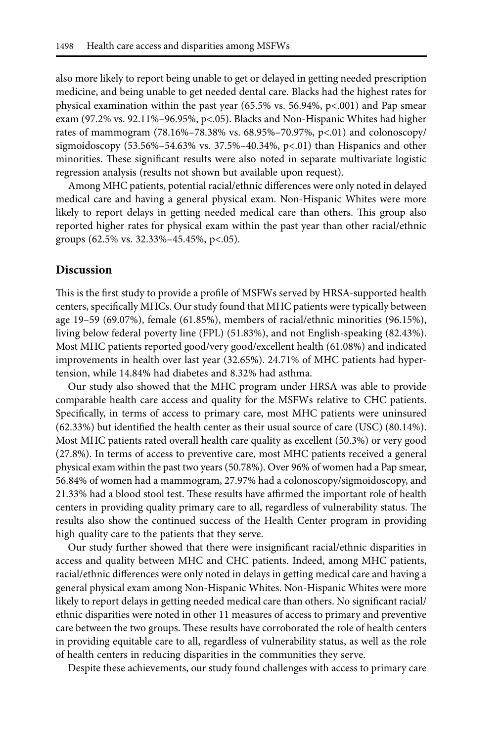also more likely to report being unable to get or delayed in getting needed prescription medicine, and being unable to get needed dental care. Blacks had the highest rates for physical examination within the past year (65.5% vs. 56.94%, $p<.001$) and Pap smear exam (97.2% vs. 92.11%–96.95%, $p<.05$). Blacks and Non-Hispanic Whites had higher rates of mammogram (78.16%–78.38% vs. 68.95%–70.97%, $p<.01$) and colonoscopy/sigmoidoscopy (53.56%–54.63% vs. 37.5%–40.34%, $p<.01$) than Hispanics and other minorities. These significant results were also noted in separate multivariate logistic regression analysis (results not shown but available upon request).

Among MHC patients, potential racial/ethnic differences were only noted in delayed medical care and having a general physical exam. Non-Hispanic Whites were more likely to report delays in getting needed medical care than others. This group also reported higher rates for physical exam within the past year than other racial/ethnic groups (62.5% vs. 32.33%–45.45%, $p<.05$).

## Discussion

This is the first study to provide a profile of MSFWs served by HRSA-supported health centers, specifically MHCs. Our study found that MHC patients were typically between age 19–59 (69.07%), female (61.85%), members of racial/ethnic minorities (96.15%), living below federal poverty line (FPL) (51.83%), and not English-speaking (82.43%). Most MHC patients reported good/very good/excellent health (61.08%) and indicated improvements in health over last year (32.65%). 24.71% of MHC patients had hypertension, while 14.84% had diabetes and 8.32% had asthma.

Our study also showed that the MHC program under HRSA was able to provide comparable health care access and quality for the MSFWs relative to CHC patients. Specifically, in terms of access to primary care, most MHC patients were uninsured (62.33%) but identified the health center as their usual source of care (USC) (80.14%). Most MHC patients rated overall health care quality as excellent (50.3%) or very good (27.8%). In terms of access to preventive care, most MHC patients received a general physical exam within the past two years (50.78%). Over 96% of women had a Pap smear, 56.84% of women had a mammogram, 27.97% had a colonoscopy/sigmoidoscopy, and 21.33% had a blood stool test. These results have affirmed the important role of health centers in providing quality primary care to all, regardless of vulnerability status. The results also show the continued success of the Health Center program in providing high quality care to the patients that they serve.

Our study further showed that there were insignificant racial/ethnic disparities in access and quality between MHC and CHC patients. Indeed, among MHC patients, racial/ethnic differences were only noted in delays in getting medical care and having a general physical exam among Non-Hispanic Whites. Non-Hispanic Whites were more likely to report delays in getting needed medical care than others. No significant racial/ethnic disparities were noted in other 11 measures of access to primary and preventive care between the two groups. These results have corroborated the role of health centers in providing equitable care to all, regardless of vulnerability status, as well as the role of health centers in reducing disparities in the communities they serve.

Despite these achievements, our study found challenges with access to primary care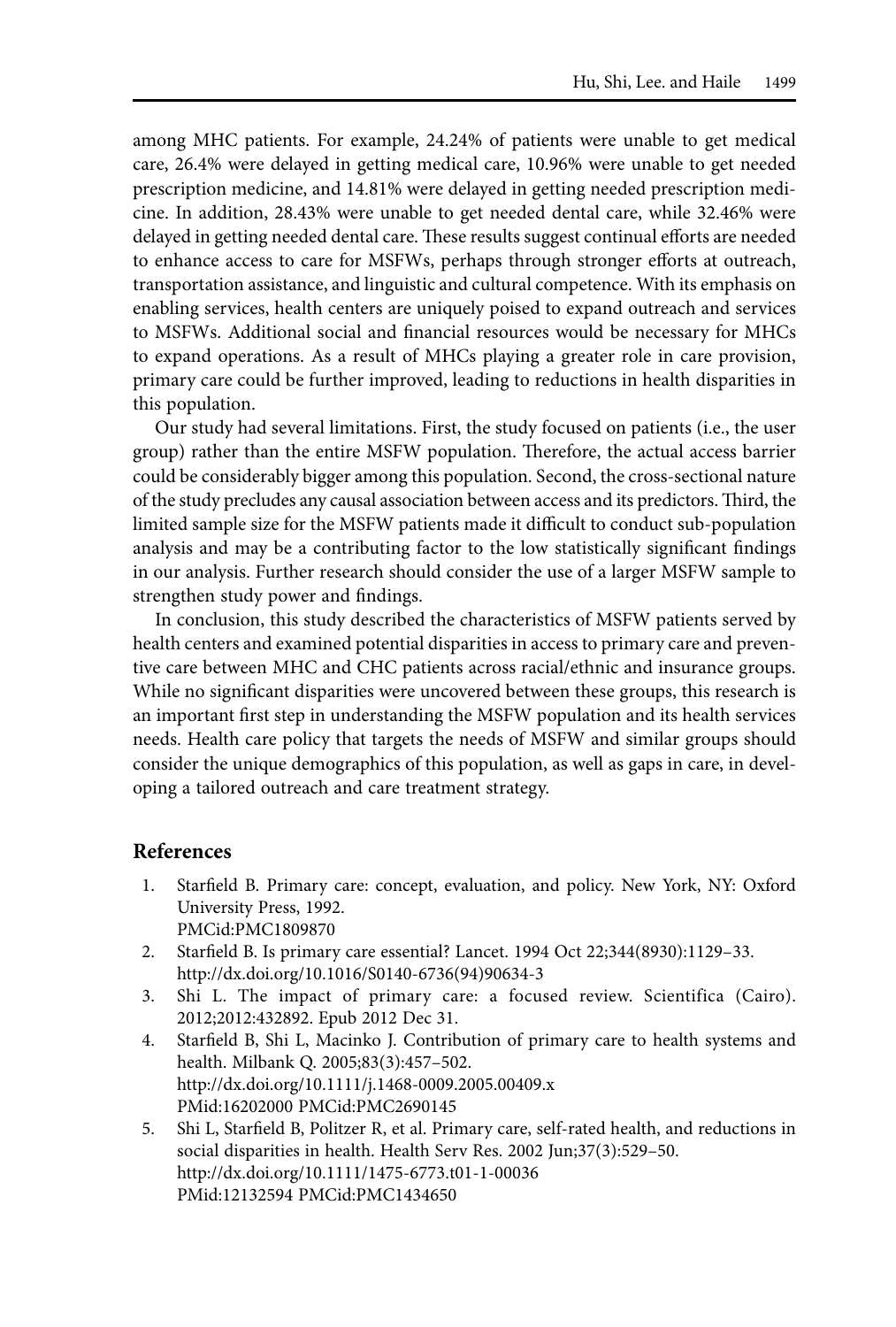among MHC patients. For example, 24.24% of patients were unable to get medical care, 26.4% were delayed in getting medical care, 10.96% were unable to get needed prescription medicine, and 14.81% were delayed in getting needed prescription medicine. In addition, 28.43% were unable to get needed dental care, while 32.46% were delayed in getting needed dental care. These results suggest continual efforts are needed to enhance access to care for MSFWs, perhaps through stronger efforts at outreach, transportation assistance, and linguistic and cultural competence. With its emphasis on enabling services, health centers are uniquely poised to expand outreach and services to MSFWs. Additional social and financial resources would be necessary for MHCs to expand operations. As a result of MHCs playing a greater role in care provision, primary care could be further improved, leading to reductions in health disparities in this population.

Our study had several limitations. First, the study focused on patients (i.e., the user group) rather than the entire MSFW population. Therefore, the actual access barrier could be considerably bigger among this population. Second, the cross-sectional nature of the study precludes any causal association between access and its predictors. Third, the limited sample size for the MSFW patients made it difficult to conduct sub-population analysis and may be a contributing factor to the low statistically significant findings in our analysis. Further research should consider the use of a larger MSFW sample to strengthen study power and findings.

In conclusion, this study described the characteristics of MSFW patients served by health centers and examined potential disparities in access to primary care and preventive care between MHC and CHC patients across racial/ethnic and insurance groups. While no significant disparities were uncovered between these groups, this research is an important first step in understanding the MSFW population and its health services needs. Health care policy that targets the needs of MSFW and similar groups should consider the unique demographics of this population, as well as gaps in care, in developing a tailored outreach and care treatment strategy.

## References

1. Starfield B. Primary care: concept, evaluation, and policy. New York, NY: Oxford University Press, 1992.
   PMCid:PMC1809870
2. Starfield B. Is primary care essential? Lancet. 1994 Oct 22;344(8930):1129–33.
   http://dx.doi.org/10.1016/S0140-6736(94)90634-3
3. Shi L. The impact of primary care: a focused review. Scientifica (Cairo). 2012;2012:432892. Epub 2012 Dec 31.
4. Starfield B, Shi L, Macinko J. Contribution of primary care to health systems and health. Milbank Q. 2005;83(3):457–502.
   http://dx.doi.org/10.1111/j.1468-0009.2005.00409.x
   PMid:16202000 PMCid:PMC2690145
5. Shi L, Starfield B, Politzer R, et al. Primary care, self-rated health, and reductions in social disparities in health. Health Serv Res. 2002 Jun;37(3):529–50.
   http://dx.doi.org/10.1111/1475-6773.t01-1-00036
   PMid:12132594 PMCid:PMC1434650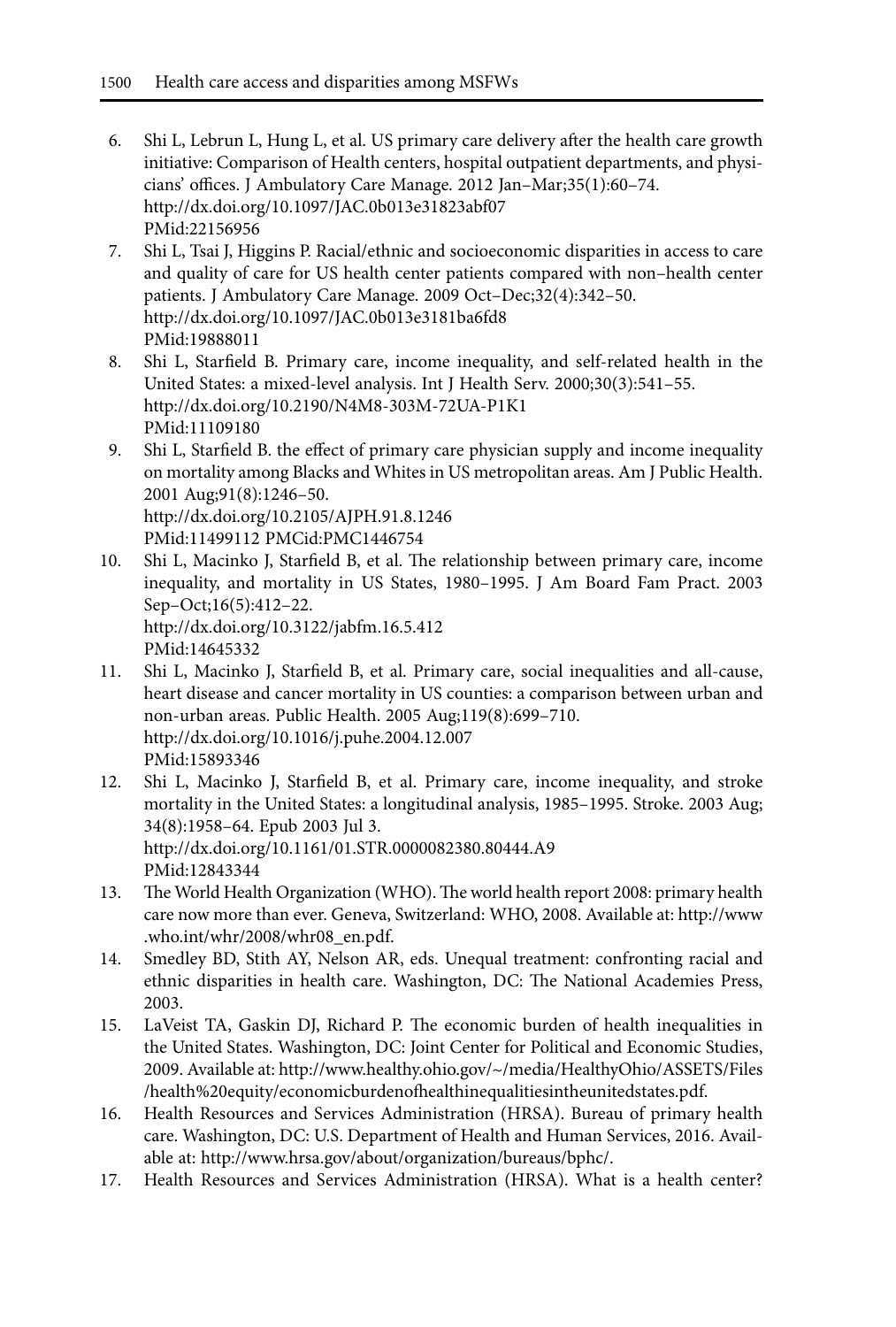6. Shi L, Lebrun L, Hung L, et al. US primary care delivery after the health care growth initiative: Comparison of Health centers, hospital outpatient departments, and physicians' offices. J Ambulatory Care Manage. 2012 Jan–Mar;35(1):60–74. http://dx.doi.org/10.1097/JAC.0b013e31823abf07 PMid:22156956
7. Shi L, Tsai J, Higgins P. Racial/ethnic and socioeconomic disparities in access to care and quality of care for US health center patients compared with non–health center patients. J Ambulatory Care Manage. 2009 Oct–Dec;32(4):342–50. http://dx.doi.org/10.1097/JAC.0b013e3181ba6fd8 PMid:19888011
8. Shi L, Starfield B. Primary care, income inequality, and self-related health in the United States: a mixed-level analysis. Int J Health Serv. 2000;30(3):541–55. http://dx.doi.org/10.2190/N4M8-303M-72UA-P1K1 PMid:11109180
9. Shi L, Starfield B. the effect of primary care physician supply and income inequality on mortality among Blacks and Whites in US metropolitan areas. Am J Public Health. 2001 Aug;91(8):1246–50. http://dx.doi.org/10.2105/AJPH.91.8.1246 PMid:11499112 PMCid:PMC1446754
10. Shi L, Macinko J, Starfield B, et al. The relationship between primary care, income inequality, and mortality in US States, 1980–1995. J Am Board Fam Pract. 2003 Sep–Oct;16(5):412–22. http://dx.doi.org/10.3122/jabfm.16.5.412 PMid:14645332
11. Shi L, Macinko J, Starfield B, et al. Primary care, social inequalities and all-cause, heart disease and cancer mortality in US counties: a comparison between urban and non-urban areas. Public Health. 2005 Aug;119(8):699–710. http://dx.doi.org/10.1016/j.puhe.2004.12.007 PMid:15893346
12. Shi L, Macinko J, Starfield B, et al. Primary care, income inequality, and stroke mortality in the United States: a longitudinal analysis, 1985–1995. Stroke. 2003 Aug; 34(8):1958–64. Epub 2003 Jul 3. http://dx.doi.org/10.1161/01.STR.0000082380.80444.A9 PMid:12843344
13. The World Health Organization (WHO). The world health report 2008: primary health care now more than ever. Geneva, Switzerland: WHO, 2008. Available at: http://www.who.int/whr/2008/whr08_en.pdf.
14. Smedley BD, Stith AY, Nelson AR, eds. Unequal treatment: confronting racial and ethnic disparities in health care. Washington, DC: The National Academies Press, 2003.
15. LaVeist TA, Gaskin DJ, Richard P. The economic burden of health inequalities in the United States. Washington, DC: Joint Center for Political and Economic Studies, 2009. Available at: http://www.healthy.ohio.gov/~/media/HealthyOhio/ASSETS/Files/health%20equity/economicburdenofhealthinequalitiesintheunitedstates.pdf.
16. Health Resources and Services Administration (HRSA). Bureau of primary health care. Washington, DC: U.S. Department of Health and Human Services, 2016. Available at: http://www.hrsa.gov/about/organization/bureaus/bphc/.
17. Health Resources and Services Administration (HRSA). What is a health center?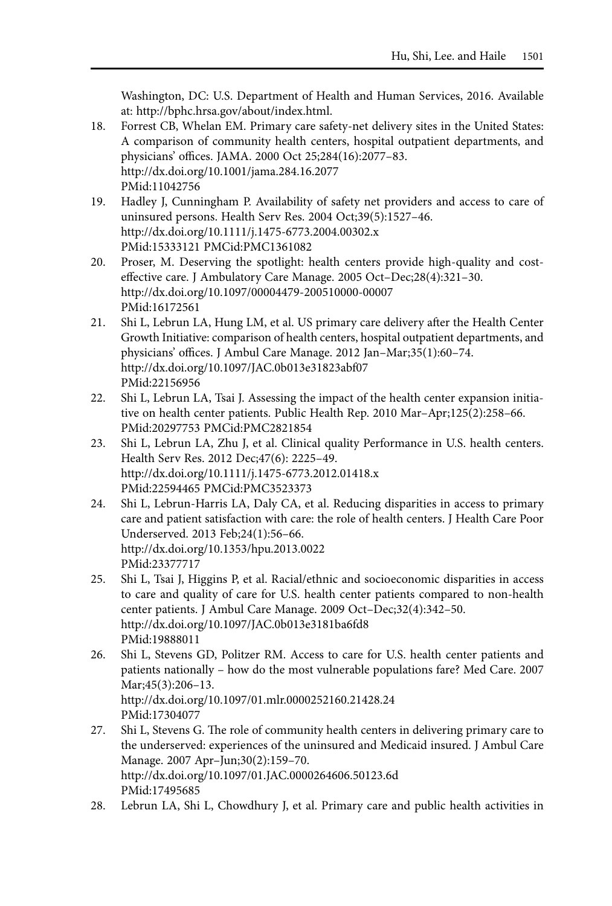Washington, DC: U.S. Department of Health and Human Services, 2016. Available at: http://bphc.hrsa.gov/about/index.html.

18. Forrest CB, Whelan EM. Primary care safety-net delivery sites in the United States: A comparison of community health centers, hospital outpatient departments, and physicians' offices. JAMA. 2000 Oct 25;284(16):2077–83.
http://dx.doi.org/10.1001/jama.284.16.2077
PMid:11042756
19. Hadley J, Cunningham P. Availability of safety net providers and access to care of uninsured persons. Health Serv Res. 2004 Oct;39(5):1527–46.
http://dx.doi.org/10.1111/j.1475-6773.2004.00302.x
PMid:15333121 PMCid:PMC1361082
20. Proser, M. Deserving the spotlight: health centers provide high-quality and cost-effective care. J Ambulatory Care Manage. 2005 Oct–Dec;28(4):321–30.
http://dx.doi.org/10.1097/00004479-200510000-00007
PMid:16172561
21. Shi L, Lebrun LA, Hung LM, et al. US primary care delivery after the Health Center Growth Initiative: comparison of health centers, hospital outpatient departments, and physicians' offices. J Ambul Care Manage. 2012 Jan–Mar;35(1):60–74.
http://dx.doi.org/10.1097/JAC.0b013e31823abf07
PMid:22156956
22. Shi L, Lebrun LA, Tsai J. Assessing the impact of the health center expansion initiative on health center patients. Public Health Rep. 2010 Mar–Apr;125(2):258–66.
PMid:20297753 PMCid:PMC2821854
23. Shi L, Lebrun LA, Zhu J, et al. Clinical quality Performance in U.S. health centers. Health Serv Res. 2012 Dec;47(6): 2225–49.
http://dx.doi.org/10.1111/j.1475-6773.2012.01418.x
PMid:22594465 PMCid:PMC3523373
24. Shi L, Lebrun-Harris LA, Daly CA, et al. Reducing disparities in access to primary care and patient satisfaction with care: the role of health centers. J Health Care Poor Underserved. 2013 Feb;24(1):56–66.
http://dx.doi.org/10.1353/hpu.2013.0022
PMid:23377717
25. Shi L, Tsai J, Higgins P, et al. Racial/ethnic and socioeconomic disparities in access to care and quality of care for U.S. health center patients compared to non-health center patients. J Ambul Care Manage. 2009 Oct–Dec;32(4):342–50.
http://dx.doi.org/10.1097/JAC.0b013e3181ba6fd8
PMid:19888011
26. Shi L, Stevens GD, Politzer RM. Access to care for U.S. health center patients and patients nationally – how do the most vulnerable populations fare? Med Care. 2007 Mar;45(3):206–13.
http://dx.doi.org/10.1097/01.mlr.0000252160.21428.24
PMid:17304077
27. Shi L, Stevens G. The role of community health centers in delivering primary care to the underserved: experiences of the uninsured and Medicaid insured. J Ambul Care Manage. 2007 Apr–Jun;30(2):159–70.
http://dx.doi.org/10.1097/01.JAC.0000264606.50123.6d
PMid:17495685
28. Lebrun LA, Shi L, Chowdhury J, et al. Primary care and public health activities in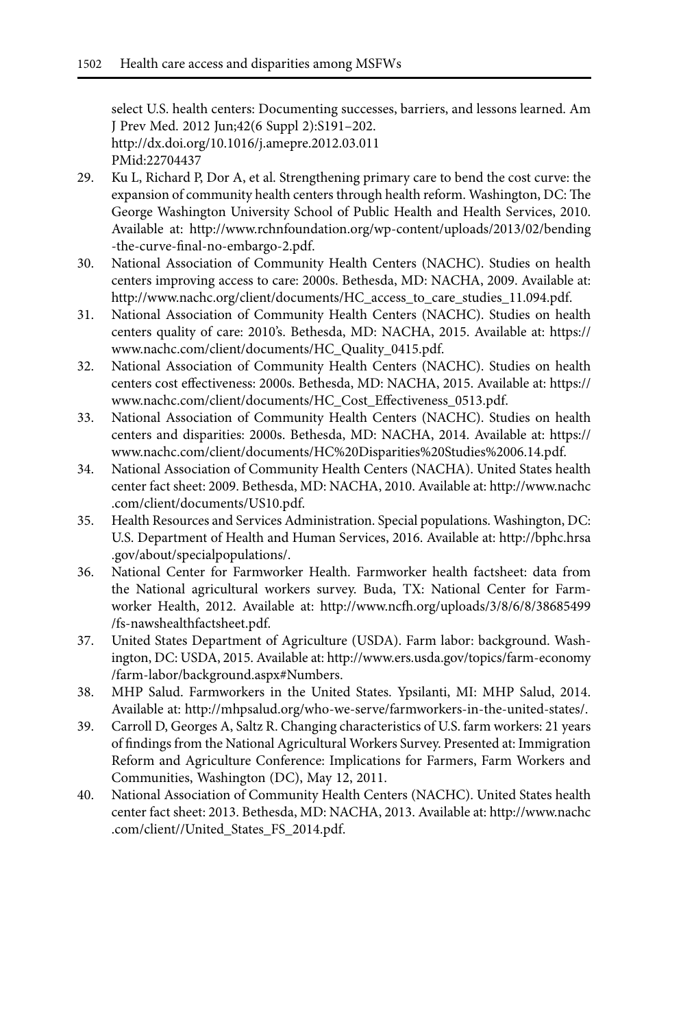select U.S. health centers: Documenting successes, barriers, and lessons learned. Am J Prev Med. 2012 Jun;42(6 Suppl 2):S191–202.
http://dx.doi.org/10.1016/j.amepre.2012.03.011
PMid:22704437

29. Ku L, Richard P, Dor A, et al. Strengthening primary care to bend the cost curve: the expansion of community health centers through health reform. Washington, DC: The George Washington University School of Public Health and Health Services, 2010. Available at: http://www.rchnfoundation.org/wp-content/uploads/2013/02/bending-the-curve-final-no-embargo-2.pdf.
30. National Association of Community Health Centers (NACHC). Studies on health centers improving access to care: 2000s. Bethesda, MD: NACHA, 2009. Available at: http://www.nachc.org/client/documents/HC_access_to_care_studies_11.094.pdf.
31. National Association of Community Health Centers (NACHC). Studies on health centers quality of care: 2010's. Bethesda, MD: NACHA, 2015. Available at: https://www.nachc.com/client/documents/HC_Quality_0415.pdf.
32. National Association of Community Health Centers (NACHC). Studies on health centers cost effectiveness: 2000s. Bethesda, MD: NACHA, 2015. Available at: https://www.nachc.com/client/documents/HC_Cost_Effectiveness_0513.pdf.
33. National Association of Community Health Centers (NACHC). Studies on health centers and disparities: 2000s. Bethesda, MD: NACHA, 2014. Available at: https://www.nachc.com/client/documents/HC%20Disparities%20Studies%2006.14.pdf.
34. National Association of Community Health Centers (NACHA). United States health center fact sheet: 2009. Bethesda, MD: NACHA, 2010. Available at: http://www.nachc.com/client/documents/US10.pdf.
35. Health Resources and Services Administration. Special populations. Washington, DC: U.S. Department of Health and Human Services, 2016. Available at: http://bphc.hrsa.gov/about/specialpopulations/.
36. National Center for Farmworker Health. Farmworker health factsheet: data from the National agricultural workers survey. Buda, TX: National Center for Farmworker Health, 2012. Available at: http://www.ncfh.org/uploads/3/8/6/8/38685499/fs-nawshealthfactsheet.pdf.
37. United States Department of Agriculture (USDA). Farm labor: background. Washington, DC: USDA, 2015. Available at: http://www.ers.usda.gov/topics/farm-economy/farm-labor/background.aspx#Numbers.
38. MHP Salud. Farmworkers in the United States. Ypsilanti, MI: MHP Salud, 2014. Available at: http://mhpsalud.org/who-we-serve/farmworkers-in-the-united-states/.
39. Carroll D, Georges A, Saltz R. Changing characteristics of U.S. farm workers: 21 years of findings from the National Agricultural Workers Survey. Presented at: Immigration Reform and Agriculture Conference: Implications for Farmers, Farm Workers and Communities, Washington (DC), May 12, 2011.
40. National Association of Community Health Centers (NACHC). United States health center fact sheet: 2013. Bethesda, MD: NACHA, 2013. Available at: http://www.nachc.com/client//United_States_FS_2014.pdf.